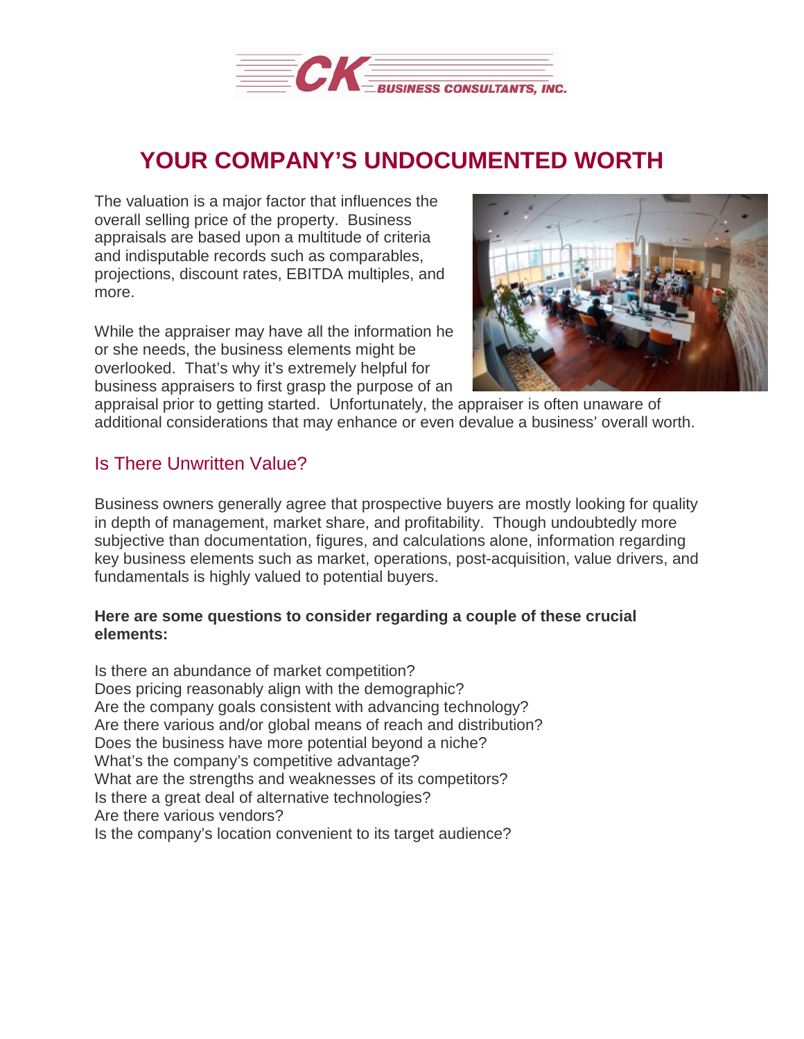# YOUR COMPANY'S UNDOCUMENTED WORTH

The valuation is a major factor that influences the overall selling price of the property. Business appraisals are based upon a multitude of criteria and indisputable records such as comparables, projections, discount rates, EBITDA multiples, and more.

While the appraiser may have all the information he or she needs, the business elements might be overlooked. That's why it's extremely helpful for business appraisers to first grasp the purpose of an appraisal prior to getting started. Unfortunately, the appraiser is often unaware of additional considerations that may enhance or even devalue a business' overall worth.

## Is There Unwritten Value?

Business owners generally agree that prospective buyers are mostly looking for quality in depth of management, market share, and profitability. Though undoubtedly more subjective than documentation, figures, and calculations alone, information regarding key business elements such as market, operations, post-acquisition, value drivers, and fundamentals is highly valued to potential buyers.

**Here are some questions to consider regarding a couple of these crucial elements:**

Is there an abundance of market competition?
Does pricing reasonably align with the demographic?
Are the company goals consistent with advancing technology?
Are there various and/or global means of reach and distribution?
Does the business have more potential beyond a niche?
What's the company's competitive advantage?
What are the strengths and weaknesses of its competitors?
Is there a great deal of alternative technologies?
Are there various vendors?
Is the company's location convenient to its target audience?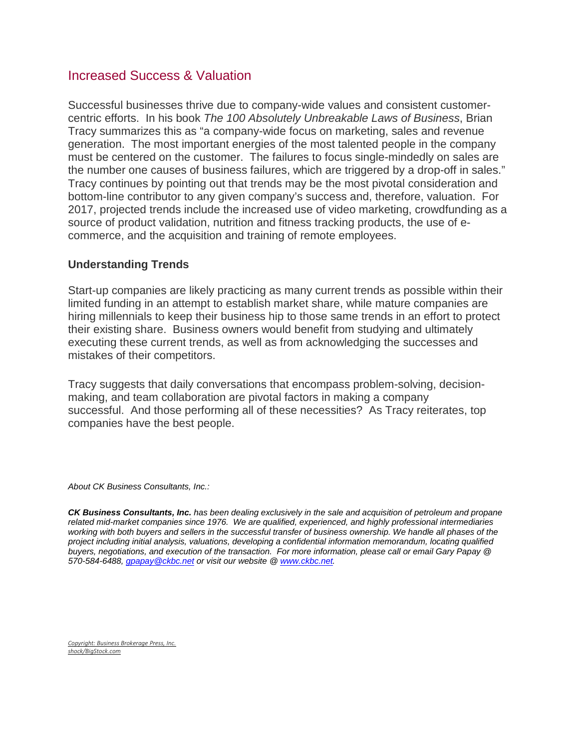## Increased Success & Valuation

Successful businesses thrive due to company-wide values and consistent customer-centric efforts. In his book *The 100 Absolutely Unbreakable Laws of Business*, Brian Tracy summarizes this as "a company-wide focus on marketing, sales and revenue generation. The most important energies of the most talented people in the company must be centered on the customer. The failures to focus single-mindedly on sales are the number one causes of business failures, which are triggered by a drop-off in sales." Tracy continues by pointing out that trends may be the most pivotal consideration and bottom-line contributor to any given company's success and, therefore, valuation. For 2017, projected trends include the increased use of video marketing, crowdfunding as a source of product validation, nutrition and fitness tracking products, the use of e-commerce, and the acquisition and training of remote employees.

### Understanding Trends

Start-up companies are likely practicing as many current trends as possible within their limited funding in an attempt to establish market share, while mature companies are hiring millennials to keep their business hip to those same trends in an effort to protect their existing share. Business owners would benefit from studying and ultimately executing these current trends, as well as from acknowledging the successes and mistakes of their competitors.

Tracy suggests that daily conversations that encompass problem-solving, decision-making, and team collaboration are pivotal factors in making a company successful. And those performing all of these necessities? As Tracy reiterates, top companies have the best people.

*About CK Business Consultants, Inc.:*

***CK Business Consultants, Inc.*** *has been dealing exclusively in the sale and acquisition of petroleum and propane related mid-market companies since 1976. We are qualified, experienced, and highly professional intermediaries working with both buyers and sellers in the successful transfer of business ownership. We handle all phases of the project including initial analysis, valuations, developing a confidential information memorandum, locating qualified buyers, negotiations, and execution of the transaction. For more information, please call or email Gary Papay @ 570-584-6488, [gpapay@ckbc.net](mailto:gpapay@ckbc.net) or visit our website @ [www.ckbc.net](http://www.ckbc.net).*

*Copyright: Business Brokerage Press, Inc.*
*shock/BigStock.com*